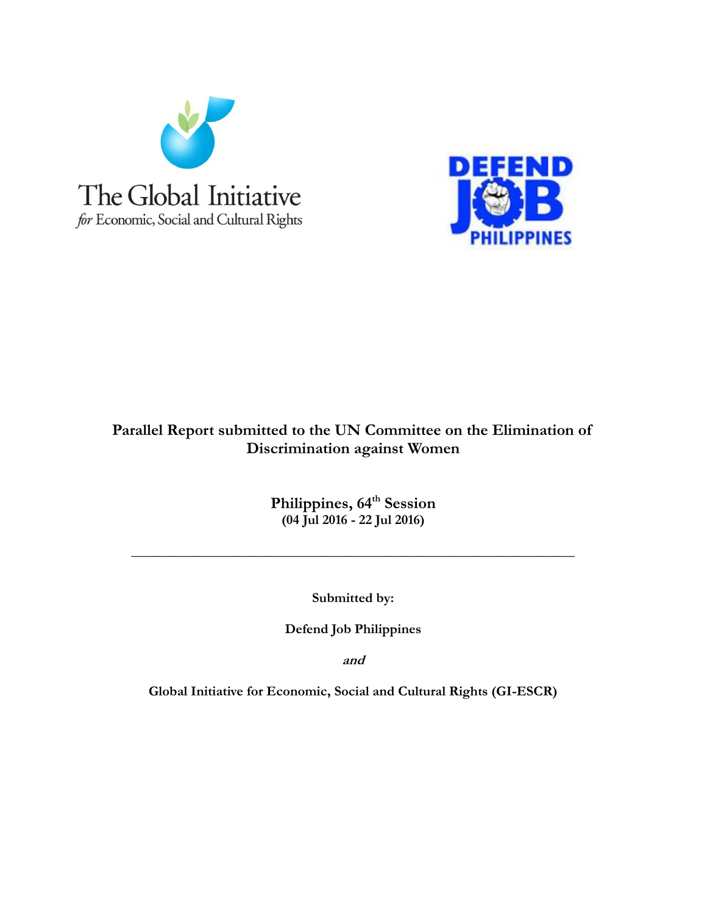The Global Initiative
*for* Economic, Social and Cultural Rights

DEFEND JOB PHILIPPINES

**Parallel Report submitted to the UN Committee on the Elimination of Discrimination against Women**

**Philippines, 64th Session**
**(04 Jul 2016 - 22 Jul 2016)**

---

**Submitted by:**

**Defend Job Philippines**

***and***

**Global Initiative for Economic, Social and Cultural Rights (GI-ESCR)**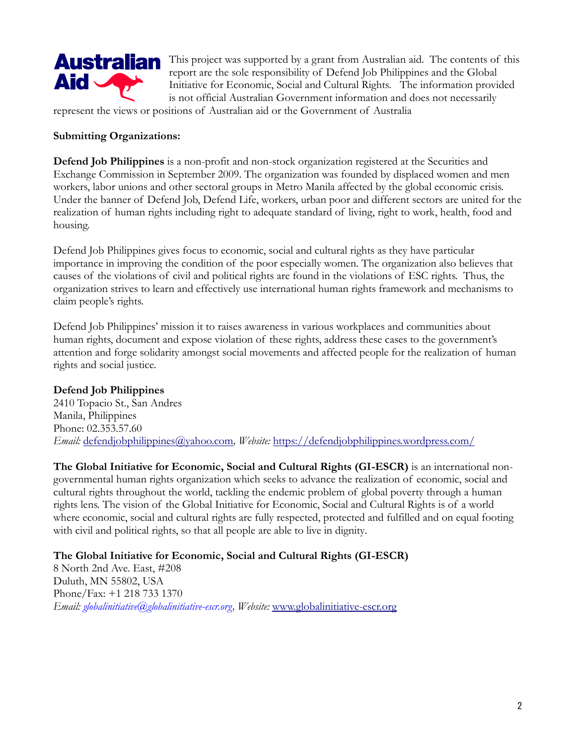This project was supported by a grant from Australian aid. The contents of this report are the sole responsibility of Defend Job Philippines and the Global Initiative for Economic, Social and Cultural Rights. The information provided is not official Australian Government information and does not necessarily represent the views or positions of Australian aid or the Government of Australia

**Submitting Organizations:**

**Defend Job Philippines** is a non-profit and non-stock organization registered at the Securities and Exchange Commission in September 2009. The organization was founded by displaced women and men workers, labor unions and other sectoral groups in Metro Manila affected by the global economic crisis. Under the banner of Defend Job, Defend Life, workers, urban poor and different sectors are united for the realization of human rights including right to adequate standard of living, right to work, health, food and housing.

Defend Job Philippines gives focus to economic, social and cultural rights as they have particular importance in improving the condition of the poor especially women. The organization also believes that causes of the violations of civil and political rights are found in the violations of ESC rights. Thus, the organization strives to learn and effectively use international human rights framework and mechanisms to claim people's rights.

Defend Job Philippines' mission it to raises awareness in various workplaces and communities about human rights, document and expose violation of these rights, address these cases to the government's attention and forge solidarity amongst social movements and affected people for the realization of human rights and social justice.

**Defend Job Philippines**
2410 Topacio St., San Andres
Manila, Philippines
Phone: 02.353.57.60
*Email:* defendjobphilippines@yahoo.com, *Website:* https://defendjobphilippines.wordpress.com/

**The Global Initiative for Economic, Social and Cultural Rights (GI-ESCR)** is an international non-governmental human rights organization which seeks to advance the realization of economic, social and cultural rights throughout the world, tackling the endemic problem of global poverty through a human rights lens. The vision of the Global Initiative for Economic, Social and Cultural Rights is of a world where economic, social and cultural rights are fully respected, protected and fulfilled and on equal footing with civil and political rights, so that all people are able to live in dignity.

**The Global Initiative for Economic, Social and Cultural Rights (GI-ESCR)**
8 North 2nd Ave. East, #208
Duluth, MN 55802, USA
Phone/Fax: +1 218 733 1370
*Email: globalinitiative@globalinitiative-escr.org, Website:* www.globalinitiative-escr.org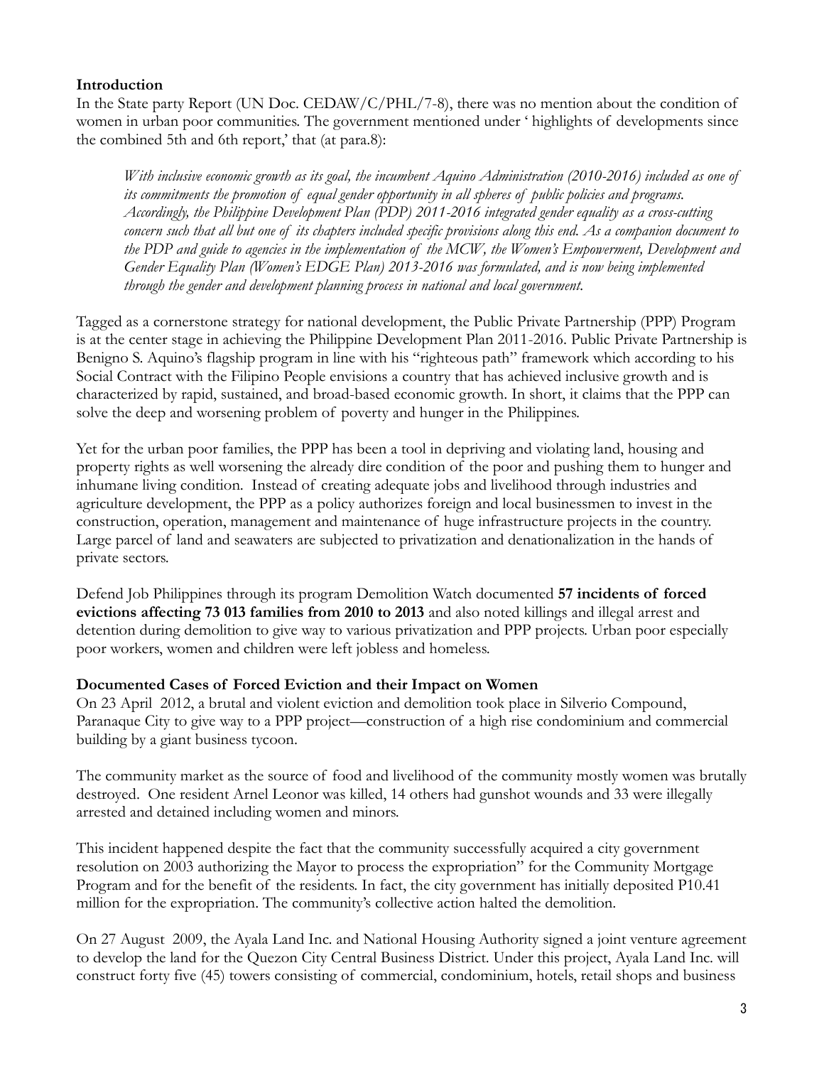**Introduction**

In the State party Report (UN Doc. CEDAW/C/PHL/7-8), there was no mention about the condition of women in urban poor communities. The government mentioned under ' highlights of developments since the combined 5th and 6th report,' that (at para.8):

> *With inclusive economic growth as its goal, the incumbent Aquino Administration (2010-2016) included as one of its commitments the promotion of equal gender opportunity in all spheres of public policies and programs. Accordingly, the Philippine Development Plan (PDP) 2011-2016 integrated gender equality as a cross-cutting concern such that all but one of its chapters included specific provisions along this end. As a companion document to the PDP and guide to agencies in the implementation of the MCW, the Women's Empowerment, Development and Gender Equality Plan (Women's EDGE Plan) 2013-2016 was formulated, and is now being implemented through the gender and development planning process in national and local government.*

Tagged as a cornerstone strategy for national development, the Public Private Partnership (PPP) Program is at the center stage in achieving the Philippine Development Plan 2011-2016. Public Private Partnership is Benigno S. Aquino's flagship program in line with his "righteous path" framework which according to his Social Contract with the Filipino People envisions a country that has achieved inclusive growth and is characterized by rapid, sustained, and broad-based economic growth. In short, it claims that the PPP can solve the deep and worsening problem of poverty and hunger in the Philippines.

Yet for the urban poor families, the PPP has been a tool in depriving and violating land, housing and property rights as well worsening the already dire condition of the poor and pushing them to hunger and inhumane living condition. Instead of creating adequate jobs and livelihood through industries and agriculture development, the PPP as a policy authorizes foreign and local businessmen to invest in the construction, operation, management and maintenance of huge infrastructure projects in the country. Large parcel of land and seawaters are subjected to privatization and denationalization in the hands of private sectors.

Defend Job Philippines through its program Demolition Watch documented **57 incidents of forced evictions affecting 73 013 families from 2010 to 2013** and also noted killings and illegal arrest and detention during demolition to give way to various privatization and PPP projects. Urban poor especially poor workers, women and children were left jobless and homeless.

**Documented Cases of Forced Eviction and their Impact on Women**

On 23 April 2012, a brutal and violent eviction and demolition took place in Silverio Compound, Paranaque City to give way to a PPP project—construction of a high rise condominium and commercial building by a giant business tycoon.

The community market as the source of food and livelihood of the community mostly women was brutally destroyed. One resident Arnel Leonor was killed, 14 others had gunshot wounds and 33 were illegally arrested and detained including women and minors.

This incident happened despite the fact that the community successfully acquired a city government resolution on 2003 authorizing the Mayor to process the expropriation" for the Community Mortgage Program and for the benefit of the residents. In fact, the city government has initially deposited P10.41 million for the expropriation. The community's collective action halted the demolition.

On 27 August 2009, the Ayala Land Inc. and National Housing Authority signed a joint venture agreement to develop the land for the Quezon City Central Business District. Under this project, Ayala Land Inc. will construct forty five (45) towers consisting of commercial, condominium, hotels, retail shops and business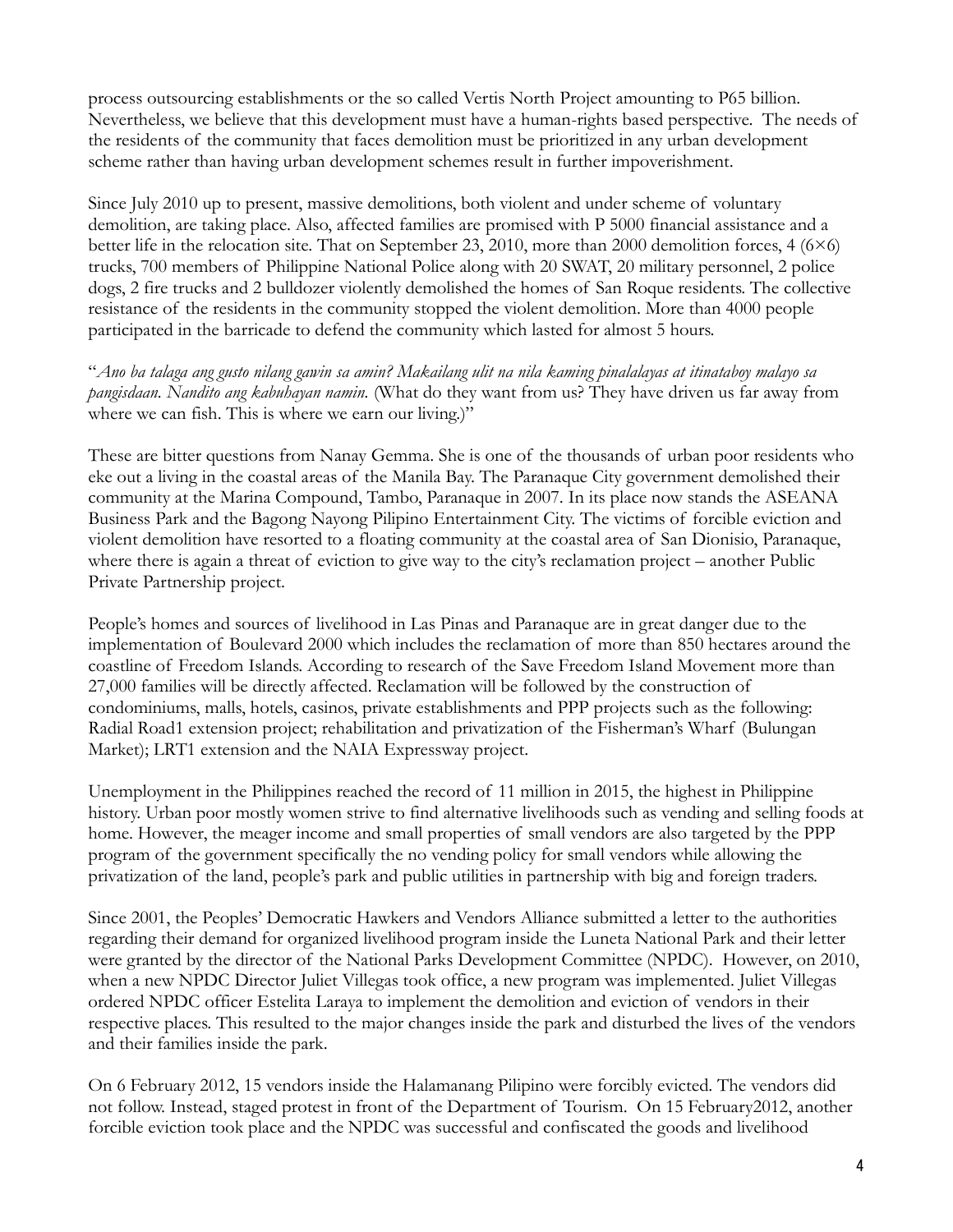process outsourcing establishments or the so called Vertis North Project amounting to P65 billion. Nevertheless, we believe that this development must have a human-rights based perspective. The needs of the residents of the community that faces demolition must be prioritized in any urban development scheme rather than having urban development schemes result in further impoverishment.

Since July 2010 up to present, massive demolitions, both violent and under scheme of voluntary demolition, are taking place. Also, affected families are promised with P 5000 financial assistance and a better life in the relocation site. That on September 23, 2010, more than 2000 demolition forces, 4 (6×6) trucks, 700 members of Philippine National Police along with 20 SWAT, 20 military personnel, 2 police dogs, 2 fire trucks and 2 bulldozer violently demolished the homes of San Roque residents. The collective resistance of the residents in the community stopped the violent demolition. More than 4000 people participated in the barricade to defend the community which lasted for almost 5 hours.

"*Ano ba talaga ang gusto nilang gawin sa amin? Makailang ulit na nila kaming pinalalayas at itinataboy malayo sa pangisdaan. Nandito ang kabuhayan namin.* (What do they want from us? They have driven us far away from where we can fish. This is where we earn our living.)"

These are bitter questions from Nanay Gemma. She is one of the thousands of urban poor residents who eke out a living in the coastal areas of the Manila Bay. The Paranaque City government demolished their community at the Marina Compound, Tambo, Paranaque in 2007. In its place now stands the ASEANA Business Park and the Bagong Nayong Pilipino Entertainment City. The victims of forcible eviction and violent demolition have resorted to a floating community at the coastal area of San Dionisio, Paranaque, where there is again a threat of eviction to give way to the city's reclamation project – another Public Private Partnership project.

People's homes and sources of livelihood in Las Pinas and Paranaque are in great danger due to the implementation of Boulevard 2000 which includes the reclamation of more than 850 hectares around the coastline of Freedom Islands. According to research of the Save Freedom Island Movement more than 27,000 families will be directly affected. Reclamation will be followed by the construction of condominiums, malls, hotels, casinos, private establishments and PPP projects such as the following: Radial Road1 extension project; rehabilitation and privatization of the Fisherman's Wharf (Bulungan Market); LRT1 extension and the NAIA Expressway project.

Unemployment in the Philippines reached the record of 11 million in 2015, the highest in Philippine history. Urban poor mostly women strive to find alternative livelihoods such as vending and selling foods at home. However, the meager income and small properties of small vendors are also targeted by the PPP program of the government specifically the no vending policy for small vendors while allowing the privatization of the land, people's park and public utilities in partnership with big and foreign traders.

Since 2001, the Peoples' Democratic Hawkers and Vendors Alliance submitted a letter to the authorities regarding their demand for organized livelihood program inside the Luneta National Park and their letter were granted by the director of the National Parks Development Committee (NPDC). However, on 2010, when a new NPDC Director Juliet Villegas took office, a new program was implemented. Juliet Villegas ordered NPDC officer Estelita Laraya to implement the demolition and eviction of vendors in their respective places. This resulted to the major changes inside the park and disturbed the lives of the vendors and their families inside the park.

On 6 February 2012, 15 vendors inside the Halamanang Pilipino were forcibly evicted. The vendors did not follow. Instead, staged protest in front of the Department of Tourism. On 15 February2012, another forcible eviction took place and the NPDC was successful and confiscated the goods and livelihood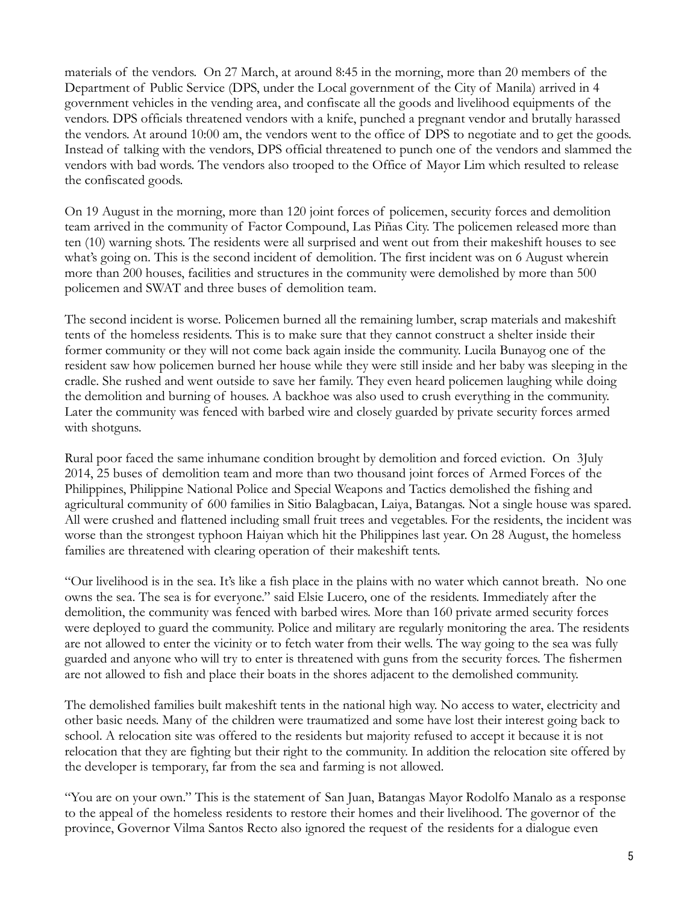materials of the vendors. On 27 March, at around 8:45 in the morning, more than 20 members of the Department of Public Service (DPS, under the Local government of the City of Manila) arrived in 4 government vehicles in the vending area, and confiscate all the goods and livelihood equipments of the vendors. DPS officials threatened vendors with a knife, punched a pregnant vendor and brutally harassed the vendors. At around 10:00 am, the vendors went to the office of DPS to negotiate and to get the goods. Instead of talking with the vendors, DPS official threatened to punch one of the vendors and slammed the vendors with bad words. The vendors also trooped to the Office of Mayor Lim which resulted to release the confiscated goods.

On 19 August in the morning, more than 120 joint forces of policemen, security forces and demolition team arrived in the community of Factor Compound, Las Piñas City. The policemen released more than ten (10) warning shots. The residents were all surprised and went out from their makeshift houses to see what's going on. This is the second incident of demolition. The first incident was on 6 August wherein more than 200 houses, facilities and structures in the community were demolished by more than 500 policemen and SWAT and three buses of demolition team.

The second incident is worse. Policemen burned all the remaining lumber, scrap materials and makeshift tents of the homeless residents. This is to make sure that they cannot construct a shelter inside their former community or they will not come back again inside the community. Lucila Bunayog one of the resident saw how policemen burned her house while they were still inside and her baby was sleeping in the cradle. She rushed and went outside to save her family. They even heard policemen laughing while doing the demolition and burning of houses. A backhoe was also used to crush everything in the community. Later the community was fenced with barbed wire and closely guarded by private security forces armed with shotguns.

Rural poor faced the same inhumane condition brought by demolition and forced eviction. On 3July 2014, 25 buses of demolition team and more than two thousand joint forces of Armed Forces of the Philippines, Philippine National Police and Special Weapons and Tactics demolished the fishing and agricultural community of 600 families in Sitio Balagbacan, Laiya, Batangas. Not a single house was spared. All were crushed and flattened including small fruit trees and vegetables. For the residents, the incident was worse than the strongest typhoon Haiyan which hit the Philippines last year. On 28 August, the homeless families are threatened with clearing operation of their makeshift tents.

"Our livelihood is in the sea. It's like a fish place in the plains with no water which cannot breath. No one owns the sea. The sea is for everyone." said Elsie Lucero, one of the residents. Immediately after the demolition, the community was fenced with barbed wires. More than 160 private armed security forces were deployed to guard the community. Police and military are regularly monitoring the area. The residents are not allowed to enter the vicinity or to fetch water from their wells. The way going to the sea was fully guarded and anyone who will try to enter is threatened with guns from the security forces. The fishermen are not allowed to fish and place their boats in the shores adjacent to the demolished community.

The demolished families built makeshift tents in the national high way. No access to water, electricity and other basic needs. Many of the children were traumatized and some have lost their interest going back to school. A relocation site was offered to the residents but majority refused to accept it because it is not relocation that they are fighting but their right to the community. In addition the relocation site offered by the developer is temporary, far from the sea and farming is not allowed.

"You are on your own." This is the statement of San Juan, Batangas Mayor Rodolfo Manalo as a response to the appeal of the homeless residents to restore their homes and their livelihood. The governor of the province, Governor Vilma Santos Recto also ignored the request of the residents for a dialogue even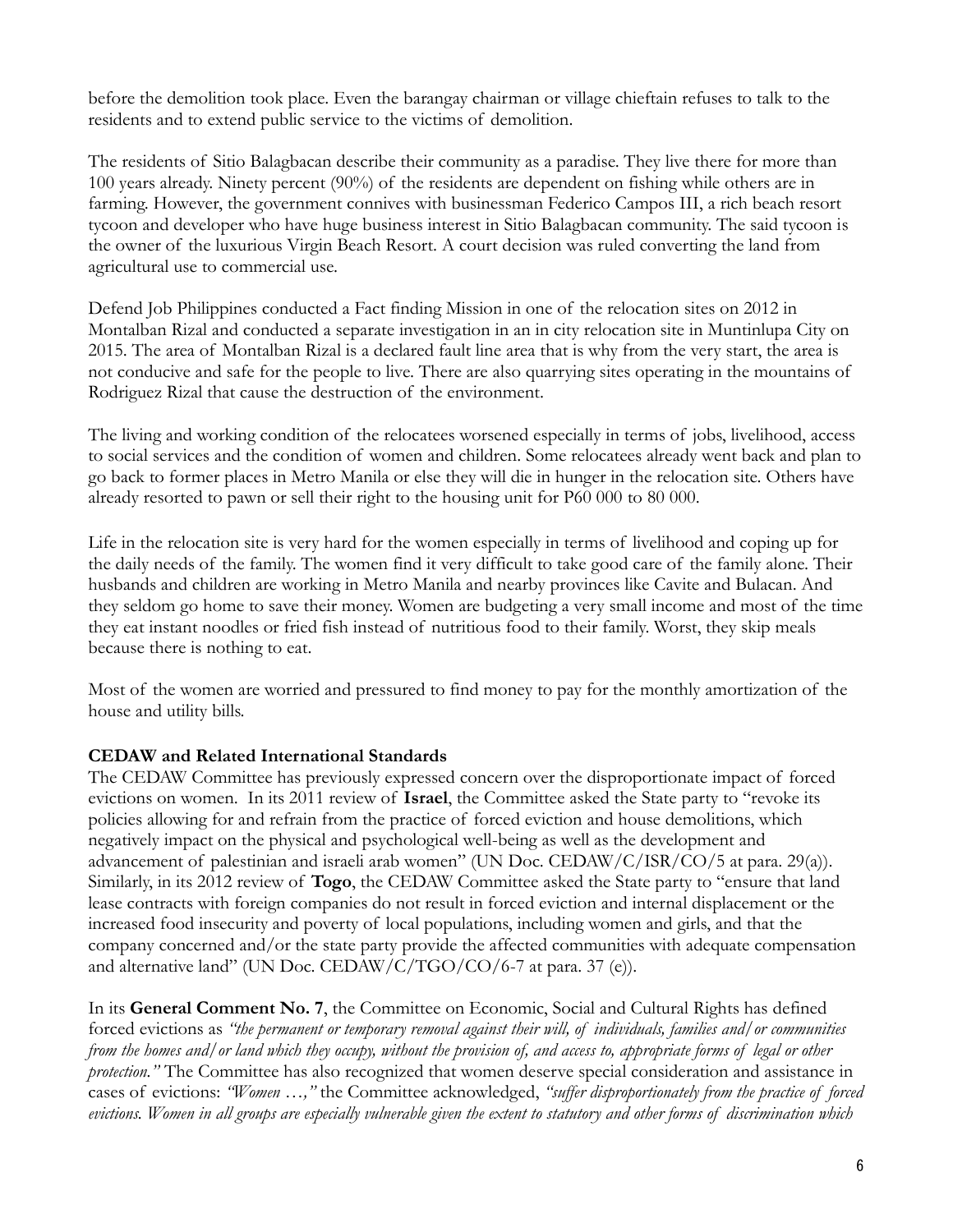before the demolition took place. Even the barangay chairman or village chieftain refuses to talk to the residents and to extend public service to the victims of demolition.

The residents of Sitio Balagbacan describe their community as a paradise. They live there for more than 100 years already. Ninety percent (90%) of the residents are dependent on fishing while others are in farming. However, the government connives with businessman Federico Campos III, a rich beach resort tycoon and developer who have huge business interest in Sitio Balagbacan community. The said tycoon is the owner of the luxurious Virgin Beach Resort. A court decision was ruled converting the land from agricultural use to commercial use.

Defend Job Philippines conducted a Fact finding Mission in one of the relocation sites on 2012 in Montalban Rizal and conducted a separate investigation in an in city relocation site in Muntinlupa City on 2015. The area of Montalban Rizal is a declared fault line area that is why from the very start, the area is not conducive and safe for the people to live. There are also quarrying sites operating in the mountains of Rodriguez Rizal that cause the destruction of the environment.

The living and working condition of the relocatees worsened especially in terms of jobs, livelihood, access to social services and the condition of women and children. Some relocatees already went back and plan to go back to former places in Metro Manila or else they will die in hunger in the relocation site. Others have already resorted to pawn or sell their right to the housing unit for P60 000 to 80 000.

Life in the relocation site is very hard for the women especially in terms of livelihood and coping up for the daily needs of the family. The women find it very difficult to take good care of the family alone. Their husbands and children are working in Metro Manila and nearby provinces like Cavite and Bulacan. And they seldom go home to save their money. Women are budgeting a very small income and most of the time they eat instant noodles or fried fish instead of nutritious food to their family. Worst, they skip meals because there is nothing to eat.

Most of the women are worried and pressured to find money to pay for the monthly amortization of the house and utility bills.

**CEDAW and Related International Standards**

The CEDAW Committee has previously expressed concern over the disproportionate impact of forced evictions on women. In its 2011 review of **Israel**, the Committee asked the State party to "revoke its policies allowing for and refrain from the practice of forced eviction and house demolitions, which negatively impact on the physical and psychological well-being as well as the development and advancement of palestinian and israeli arab women" (UN Doc. CEDAW/C/ISR/CO/5 at para. 29(a)). Similarly, in its 2012 review of **Togo**, the CEDAW Committee asked the State party to "ensure that land lease contracts with foreign companies do not result in forced eviction and internal displacement or the increased food insecurity and poverty of local populations, including women and girls, and that the company concerned and/or the state party provide the affected communities with adequate compensation and alternative land" (UN Doc. CEDAW/C/TGO/CO/6-7 at para. 37 (e)).

In its **General Comment No. 7**, the Committee on Economic, Social and Cultural Rights has defined forced evictions as *"the permanent or temporary removal against their will, of individuals, families and/or communities from the homes and/or land which they occupy, without the provision of, and access to, appropriate forms of legal or other protection."* The Committee has also recognized that women deserve special consideration and assistance in cases of evictions: *"Women …,"* the Committee acknowledged, *"suffer disproportionately from the practice of forced evictions. Women in all groups are especially vulnerable given the extent to statutory and other forms of discrimination which*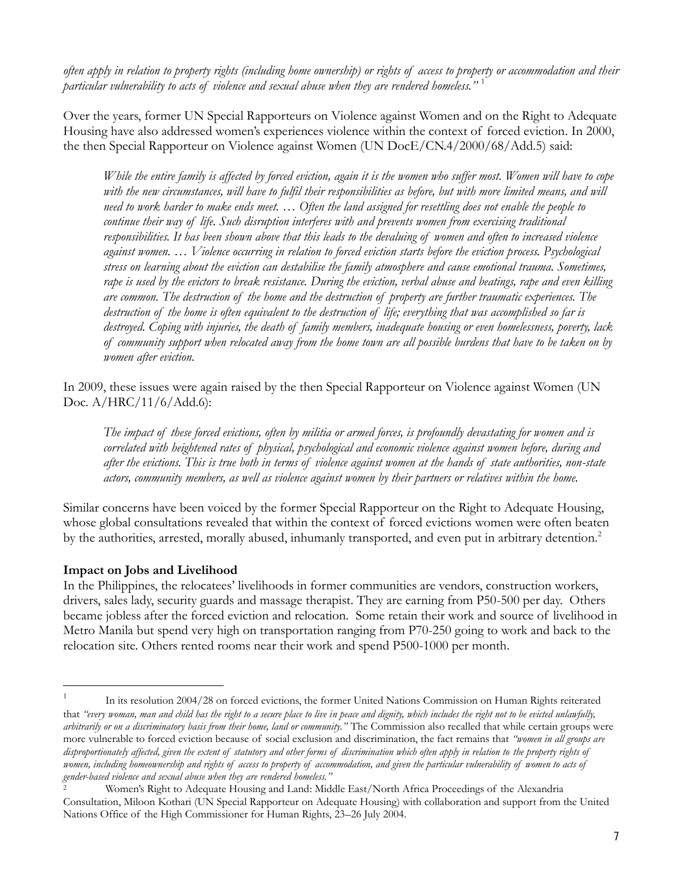*often apply in relation to property rights (including home ownership) or rights of access to property or accommodation and their particular vulnerability to acts of violence and sexual abuse when they are rendered homeless."* [1]

Over the years, former UN Special Rapporteurs on Violence against Women and on the Right to Adequate Housing have also addressed women's experiences violence within the context of forced eviction. In 2000, the then Special Rapporteur on Violence against Women (UN DocE/CN.4/2000/68/Add.5) said:

> *While the entire family is affected by forced eviction, again it is the women who suffer most. Women will have to cope with the new circumstances, will have to fulfil their responsibilities as before, but with more limited means, and will need to work harder to make ends meet. … Often the land assigned for resettling does not enable the people to continue their way of life. Such disruption interferes with and prevents women from exercising traditional responsibilities. It has been shown above that this leads to the devaluing of women and often to increased violence against women. … Violence occurring in relation to forced eviction starts before the eviction process. Psychological stress on learning about the eviction can destabilise the family atmosphere and cause emotional trauma. Sometimes, rape is used by the evictors to break resistance. During the eviction, verbal abuse and beatings, rape and even killing are common. The destruction of the home and the destruction of property are further traumatic experiences. The destruction of the home is often equivalent to the destruction of life; everything that was accomplished so far is destroyed. Coping with injuries, the death of family members, inadequate housing or even homelessness, poverty, lack of community support when relocated away from the home town are all possible burdens that have to be taken on by women after eviction.*

In 2009, these issues were again raised by the then Special Rapporteur on Violence against Women (UN Doc. A/HRC/11/6/Add.6):

> *The impact of these forced evictions, often by militia or armed forces, is profoundly devastating for women and is correlated with heightened rates of physical, psychological and economic violence against women before, during and after the evictions. This is true both in terms of violence against women at the hands of state authorities, non-state actors, community members, as well as violence against women by their partners or relatives within the home.*

Similar concerns have been voiced by the former Special Rapporteur on the Right to Adequate Housing, whose global consultations revealed that within the context of forced evictions women were often beaten by the authorities, arrested, morally abused, inhumanly transported, and even put in arbitrary detention.[2]

**Impact on Jobs and Livelihood**

In the Philippines, the relocatees' livelihoods in former communities are vendors, construction workers, drivers, sales lady, security guards and massage therapist. They are earning from P50-500 per day. Others became jobless after the forced eviction and relocation. Some retain their work and source of livelihood in Metro Manila but spend very high on transportation ranging from P70-250 going to work and back to the relocation site. Others rented rooms near their work and spend P500-1000 per month.

---

[1] In its resolution 2004/28 on forced evictions, the former United Nations Commission on Human Rights reiterated that *"every woman, man and child has the right to a secure place to live in peace and dignity, which includes the right not to be evicted unlawfully, arbitrarily or on a discriminatory basis from their home, land or community."* The Commission also recalled that while certain groups were more vulnerable to forced eviction because of social exclusion and discrimination, the fact remains that *"women in all groups are disproportionately affected, given the extent of statutory and other forms of discrimination which often apply in relation to the property rights of women, including homeownership and rights of access to property of accommodation, and given the particular vulnerability of women to acts of gender-based violence and sexual abuse when they are rendered homeless."*

[2] Women's Right to Adequate Housing and Land: Middle East/North Africa Proceedings of the Alexandria Consultation, Miloon Kothari (UN Special Rapporteur on Adequate Housing) with collaboration and support from the United Nations Office of the High Commissioner for Human Rights, 23–26 July 2004.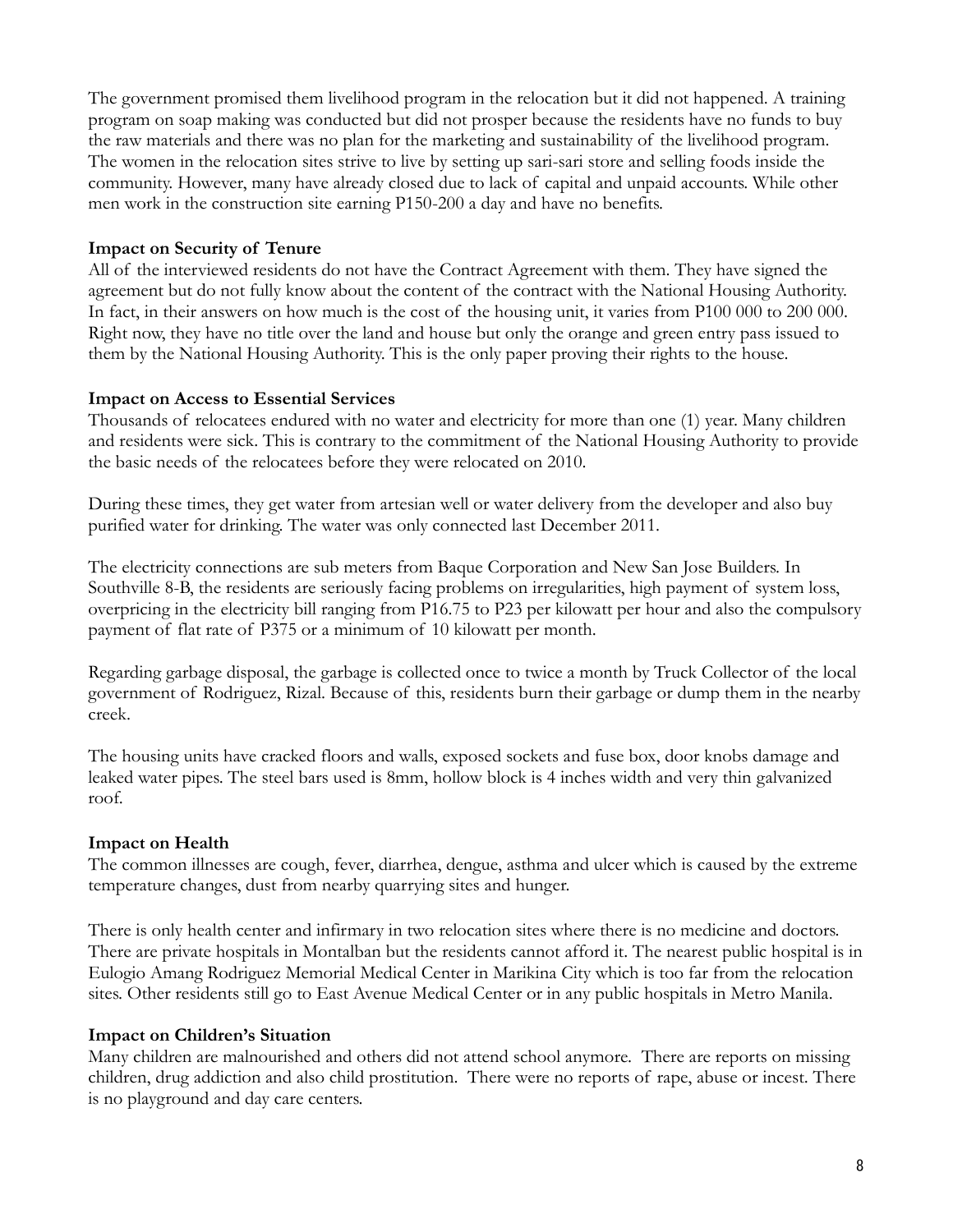The government promised them livelihood program in the relocation but it did not happened. A training program on soap making was conducted but did not prosper because the residents have no funds to buy the raw materials and there was no plan for the marketing and sustainability of the livelihood program. The women in the relocation sites strive to live by setting up sari-sari store and selling foods inside the community. However, many have already closed due to lack of capital and unpaid accounts. While other men work in the construction site earning P150-200 a day and have no benefits.

**Impact on Security of Tenure**

All of the interviewed residents do not have the Contract Agreement with them. They have signed the agreement but do not fully know about the content of the contract with the National Housing Authority. In fact, in their answers on how much is the cost of the housing unit, it varies from P100 000 to 200 000. Right now, they have no title over the land and house but only the orange and green entry pass issued to them by the National Housing Authority. This is the only paper proving their rights to the house.

**Impact on Access to Essential Services**

Thousands of relocatees endured with no water and electricity for more than one (1) year. Many children and residents were sick. This is contrary to the commitment of the National Housing Authority to provide the basic needs of the relocatees before they were relocated on 2010.

During these times, they get water from artesian well or water delivery from the developer and also buy purified water for drinking. The water was only connected last December 2011.

The electricity connections are sub meters from Baque Corporation and New San Jose Builders. In Southville 8-B, the residents are seriously facing problems on irregularities, high payment of system loss, overpricing in the electricity bill ranging from P16.75 to P23 per kilowatt per hour and also the compulsory payment of flat rate of P375 or a minimum of 10 kilowatt per month.

Regarding garbage disposal, the garbage is collected once to twice a month by Truck Collector of the local government of Rodriguez, Rizal. Because of this, residents burn their garbage or dump them in the nearby creek.

The housing units have cracked floors and walls, exposed sockets and fuse box, door knobs damage and leaked water pipes. The steel bars used is 8mm, hollow block is 4 inches width and very thin galvanized roof.

**Impact on Health**

The common illnesses are cough, fever, diarrhea, dengue, asthma and ulcer which is caused by the extreme temperature changes, dust from nearby quarrying sites and hunger.

There is only health center and infirmary in two relocation sites where there is no medicine and doctors. There are private hospitals in Montalban but the residents cannot afford it. The nearest public hospital is in Eulogio Amang Rodriguez Memorial Medical Center in Marikina City which is too far from the relocation sites. Other residents still go to East Avenue Medical Center or in any public hospitals in Metro Manila.

**Impact on Children's Situation**

Many children are malnourished and others did not attend school anymore. There are reports on missing children, drug addiction and also child prostitution. There were no reports of rape, abuse or incest. There is no playground and day care centers.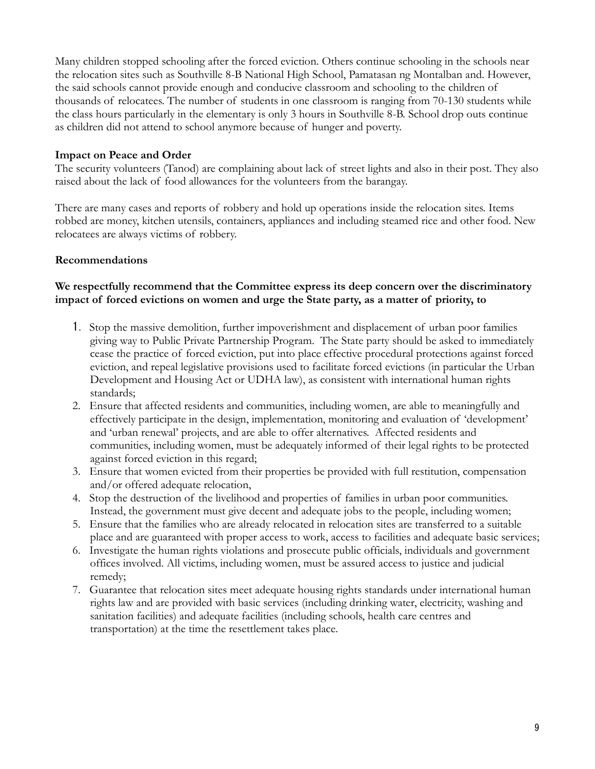Many children stopped schooling after the forced eviction. Others continue schooling in the schools near the relocation sites such as Southville 8-B National High School, Pamatasan ng Montalban and. However, the said schools cannot provide enough and conducive classroom and schooling to the children of thousands of relocatees. The number of students in one classroom is ranging from 70-130 students while the class hours particularly in the elementary is only 3 hours in Southville 8-B. School drop outs continue as children did not attend to school anymore because of hunger and poverty.

**Impact on Peace and Order**

The security volunteers (Tanod) are complaining about lack of street lights and also in their post. They also raised about the lack of food allowances for the volunteers from the barangay.

There are many cases and reports of robbery and hold up operations inside the relocation sites. Items robbed are money, kitchen utensils, containers, appliances and including steamed rice and other food. New relocatees are always victims of robbery.

**Recommendations**

**We respectfully recommend that the Committee express its deep concern over the discriminatory impact of forced evictions on women and urge the State party, as a matter of priority, to**

1. Stop the massive demolition, further impoverishment and displacement of urban poor families giving way to Public Private Partnership Program. The State party should be asked to immediately cease the practice of forced eviction, put into place effective procedural protections against forced eviction, and repeal legislative provisions used to facilitate forced evictions (in particular the Urban Development and Housing Act or UDHA law), as consistent with international human rights standards;
2. Ensure that affected residents and communities, including women, are able to meaningfully and effectively participate in the design, implementation, monitoring and evaluation of 'development' and 'urban renewal' projects, and are able to offer alternatives. Affected residents and communities, including women, must be adequately informed of their legal rights to be protected against forced eviction in this regard;
3. Ensure that women evicted from their properties be provided with full restitution, compensation and/or offered adequate relocation,
4. Stop the destruction of the livelihood and properties of families in urban poor communities. Instead, the government must give decent and adequate jobs to the people, including women;
5. Ensure that the families who are already relocated in relocation sites are transferred to a suitable place and are guaranteed with proper access to work, access to facilities and adequate basic services;
6. Investigate the human rights violations and prosecute public officials, individuals and government offices involved. All victims, including women, must be assured access to justice and judicial remedy;
7. Guarantee that relocation sites meet adequate housing rights standards under international human rights law and are provided with basic services (including drinking water, electricity, washing and sanitation facilities) and adequate facilities (including schools, health care centres and transportation) at the time the resettlement takes place.